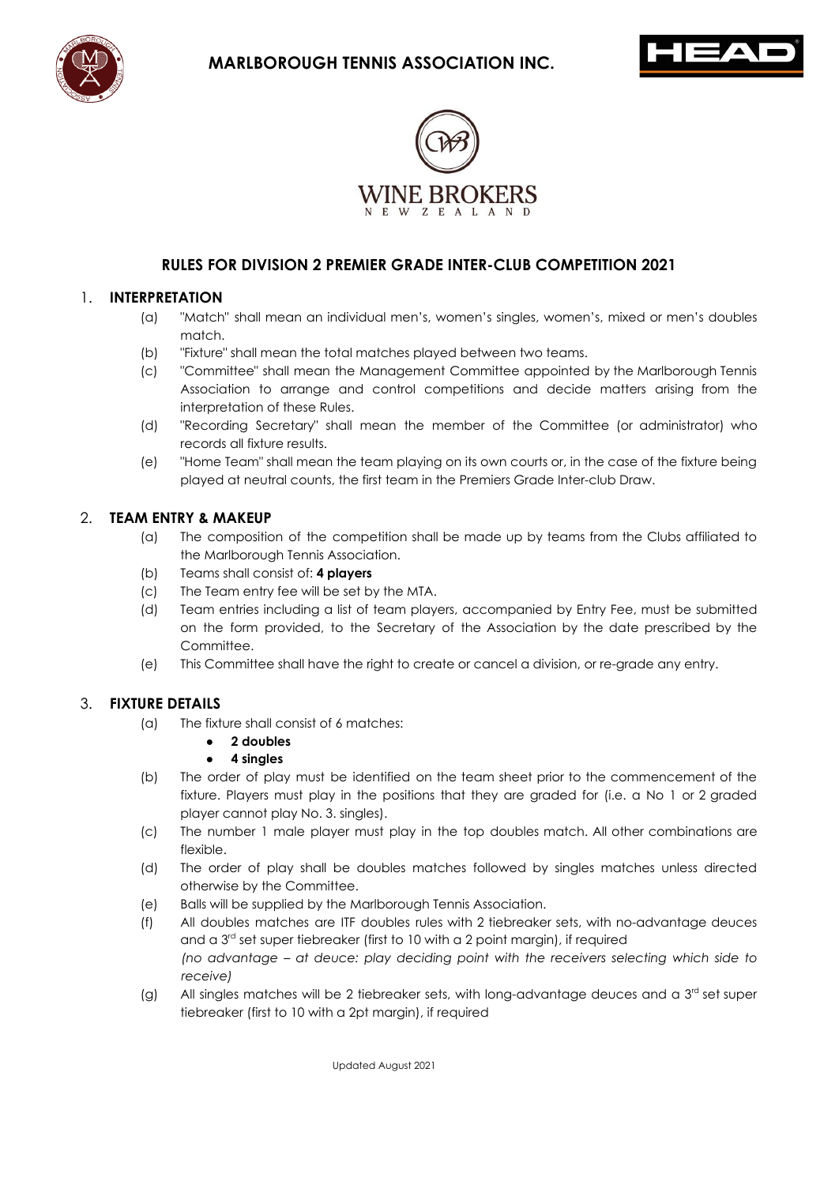# MARLBOROUGH TENNIS ASSOCIATION INC.

WINE BROKERS
NEW ZEALAND

## RULES FOR DIVISION 2 PREMIER GRADE INTER-CLUB COMPETITION 2021

### 1. INTERPRETATION

(a) "Match" shall mean an individual men's, women's singles, women's, mixed or men's doubles match.

(b) "Fixture" shall mean the total matches played between two teams.

(c) "Committee" shall mean the Management Committee appointed by the Marlborough Tennis Association to arrange and control competitions and decide matters arising from the interpretation of these Rules.

(d) "Recording Secretary" shall mean the member of the Committee (or administrator) who records all fixture results.

(e) "Home Team" shall mean the team playing on its own courts or, in the case of the fixture being played at neutral counts, the first team in the Premiers Grade Inter-club Draw.

### 2. TEAM ENTRY & MAKEUP

(a) The composition of the competition shall be made up by teams from the Clubs affiliated to the Marlborough Tennis Association.

(b) Teams shall consist of: **4 players**

(c) The Team entry fee will be set by the MTA.

(d) Team entries including a list of team players, accompanied by Entry Fee, must be submitted on the form provided, to the Secretary of the Association by the date prescribed by the Committee.

(e) This Committee shall have the right to create or cancel a division, or re-grade any entry.

### 3. FIXTURE DETAILS

(a) The fixture shall consist of 6 matches:

- **2 doubles**
- **4 singles**

(b) The order of play must be identified on the team sheet prior to the commencement of the fixture. Players must play in the positions that they are graded for (i.e. a No 1 or 2 graded player cannot play No. 3. singles).

(c) The number 1 male player must play in the top doubles match. All other combinations are flexible.

(d) The order of play shall be doubles matches followed by singles matches unless directed otherwise by the Committee.

(e) Balls will be supplied by the Marlborough Tennis Association.

(f) All doubles matches are ITF doubles rules with 2 tiebreaker sets, with no-advantage deuces and a 3rd set super tiebreaker (first to 10 with a 2 point margin), if required
*(no advantage – at deuce: play deciding point with the receivers selecting which side to receive)*

(g) All singles matches will be 2 tiebreaker sets, with long-advantage deuces and a 3rd set super tiebreaker (first to 10 with a 2pt margin), if required

Updated August 2021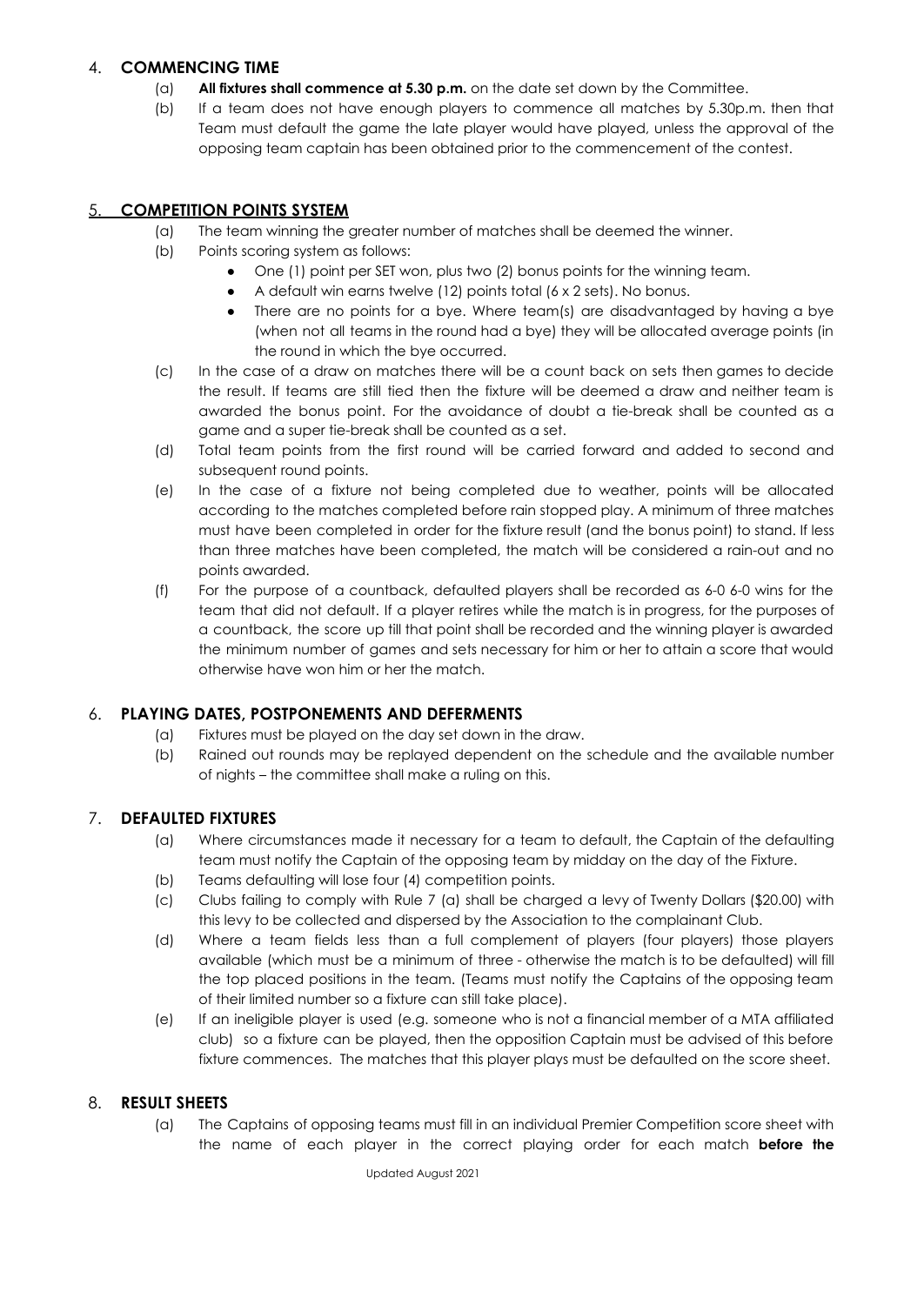## 4. **COMMENCING TIME**

(a) **All fixtures shall commence at 5.30 p.m.** on the date set down by the Committee.

(b) If a team does not have enough players to commence all matches by 5.30p.m. then that Team must default the game the late player would have played, unless the approval of the opposing team captain has been obtained prior to the commencement of the contest.

## 5. **COMPETITION POINTS SYSTEM**

(a) The team winning the greater number of matches shall be deemed the winner.

(b) Points scoring system as follows:

- One (1) point per SET won, plus two (2) bonus points for the winning team.
- A default win earns twelve (12) points total (6 x 2 sets). No bonus.
- There are no points for a bye. Where team(s) are disadvantaged by having a bye (when not all teams in the round had a bye) they will be allocated average points (in the round in which the bye occurred.

(c) In the case of a draw on matches there will be a count back on sets then games to decide the result. If teams are still tied then the fixture will be deemed a draw and neither team is awarded the bonus point. For the avoidance of doubt a tie-break shall be counted as a game and a super tie-break shall be counted as a set.

(d) Total team points from the first round will be carried forward and added to second and subsequent round points.

(e) In the case of a fixture not being completed due to weather, points will be allocated according to the matches completed before rain stopped play. A minimum of three matches must have been completed in order for the fixture result (and the bonus point) to stand. If less than three matches have been completed, the match will be considered a rain-out and no points awarded.

(f) For the purpose of a countback, defaulted players shall be recorded as 6-0 6-0 wins for the team that did not default. If a player retires while the match is in progress, for the purposes of a countback, the score up till that point shall be recorded and the winning player is awarded the minimum number of games and sets necessary for him or her to attain a score that would otherwise have won him or her the match.

## 6. **PLAYING DATES, POSTPONEMENTS AND DEFERMENTS**

(a) Fixtures must be played on the day set down in the draw.

(b) Rained out rounds may be replayed dependent on the schedule and the available number of nights – the committee shall make a ruling on this.

## 7. **DEFAULTED FIXTURES**

(a) Where circumstances made it necessary for a team to default, the Captain of the defaulting team must notify the Captain of the opposing team by midday on the day of the Fixture.

(b) Teams defaulting will lose four (4) competition points.

(c) Clubs failing to comply with Rule 7 (a) shall be charged a levy of Twenty Dollars ($20.00) with this levy to be collected and dispersed by the Association to the complainant Club.

(d) Where a team fields less than a full complement of players (four players) those players available (which must be a minimum of three - otherwise the match is to be defaulted) will fill the top placed positions in the team. (Teams must notify the Captains of the opposing team of their limited number so a fixture can still take place).

(e) If an ineligible player is used (e.g. someone who is not a financial member of a MTA affiliated club) so a fixture can be played, then the opposition Captain must be advised of this before fixture commences. The matches that this player plays must be defaulted on the score sheet.

## 8. **RESULT SHEETS**

(a) The Captains of opposing teams must fill in an individual Premier Competition score sheet with the name of each player in the correct playing order for each match **before the**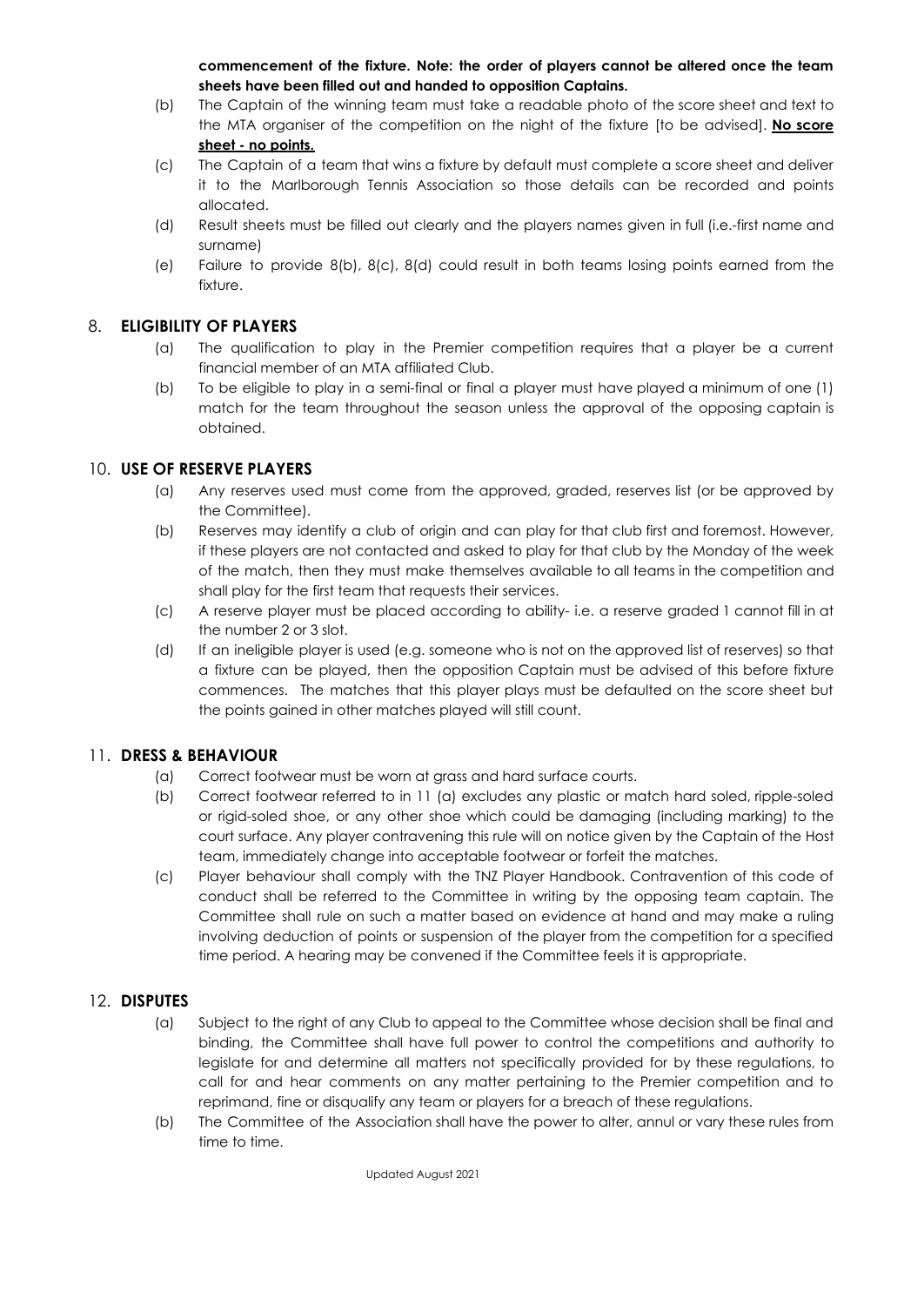**commencement of the fixture. Note: the order of players cannot be altered once the team sheets have been filled out and handed to opposition Captains.**

(b) The Captain of the winning team must take a readable photo of the score sheet and text to the MTA organiser of the competition on the night of the fixture [to be advised]. **No score sheet - no points.**

(c) The Captain of a team that wins a fixture by default must complete a score sheet and deliver it to the Marlborough Tennis Association so those details can be recorded and points allocated.

(d) Result sheets must be filled out clearly and the players names given in full (i.e.-first name and surname)

(e) Failure to provide 8(b), 8(c), 8(d) could result in both teams losing points earned from the fixture.

## 8. ELIGIBILITY OF PLAYERS

(a) The qualification to play in the Premier competition requires that a player be a current financial member of an MTA affiliated Club.

(b) To be eligible to play in a semi-final or final a player must have played a minimum of one (1) match for the team throughout the season unless the approval of the opposing captain is obtained.

## 10. USE OF RESERVE PLAYERS

(a) Any reserves used must come from the approved, graded, reserves list (or be approved by the Committee).

(b) Reserves may identify a club of origin and can play for that club first and foremost. However, if these players are not contacted and asked to play for that club by the Monday of the week of the match, then they must make themselves available to all teams in the competition and shall play for the first team that requests their services.

(c) A reserve player must be placed according to ability- i.e. a reserve graded 1 cannot fill in at the number 2 or 3 slot.

(d) If an ineligible player is used (e.g. someone who is not on the approved list of reserves) so that a fixture can be played, then the opposition Captain must be advised of this before fixture commences. The matches that this player plays must be defaulted on the score sheet but the points gained in other matches played will still count.

## 11. DRESS & BEHAVIOUR

(a) Correct footwear must be worn at grass and hard surface courts.

(b) Correct footwear referred to in 11 (a) excludes any plastic or match hard soled, ripple-soled or rigid-soled shoe, or any other shoe which could be damaging (including marking) to the court surface. Any player contravening this rule will on notice given by the Captain of the Host team, immediately change into acceptable footwear or forfeit the matches.

(c) Player behaviour shall comply with the TNZ Player Handbook. Contravention of this code of conduct shall be referred to the Committee in writing by the opposing team captain. The Committee shall rule on such a matter based on evidence at hand and may make a ruling involving deduction of points or suspension of the player from the competition for a specified time period. A hearing may be convened if the Committee feels it is appropriate.

## 12. DISPUTES

(a) Subject to the right of any Club to appeal to the Committee whose decision shall be final and binding, the Committee shall have full power to control the competitions and authority to legislate for and determine all matters not specifically provided for by these regulations, to call for and hear comments on any matter pertaining to the Premier competition and to reprimand, fine or disqualify any team or players for a breach of these regulations.

(b) The Committee of the Association shall have the power to alter, annul or vary these rules from time to time.

Updated August 2021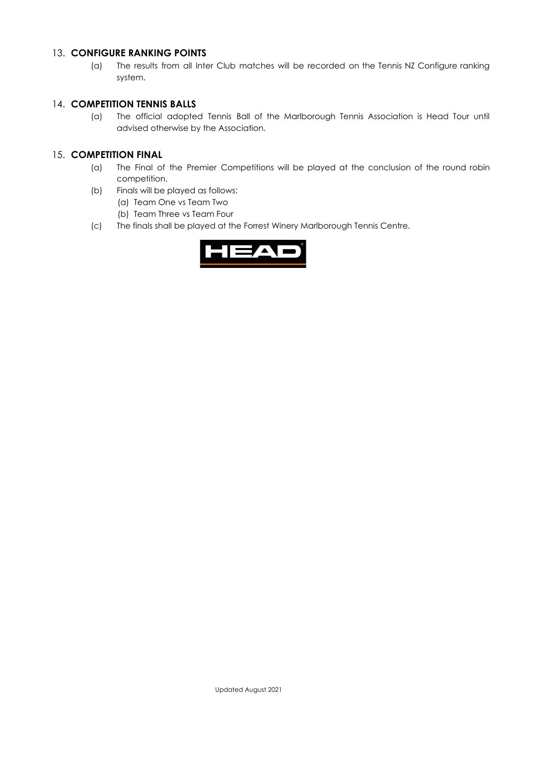## 13. CONFIGURE RANKING POINTS

(a) The results from all Inter Club matches will be recorded on the Tennis NZ Configure ranking system.

## 14. COMPETITION TENNIS BALLS

(a) The official adopted Tennis Ball of the Marlborough Tennis Association is Head Tour until advised otherwise by the Association.

## 15. COMPETITION FINAL

(a) The Final of the Premier Competitions will be played at the conclusion of the round robin competition.

(b) Finals will be played as follows:
   - (a) Team One vs Team Two
   - (b) Team Three vs Team Four

(c) The finals shall be played at the Forrest Winery Marlborough Tennis Centre.

HEAD

Updated August 2021